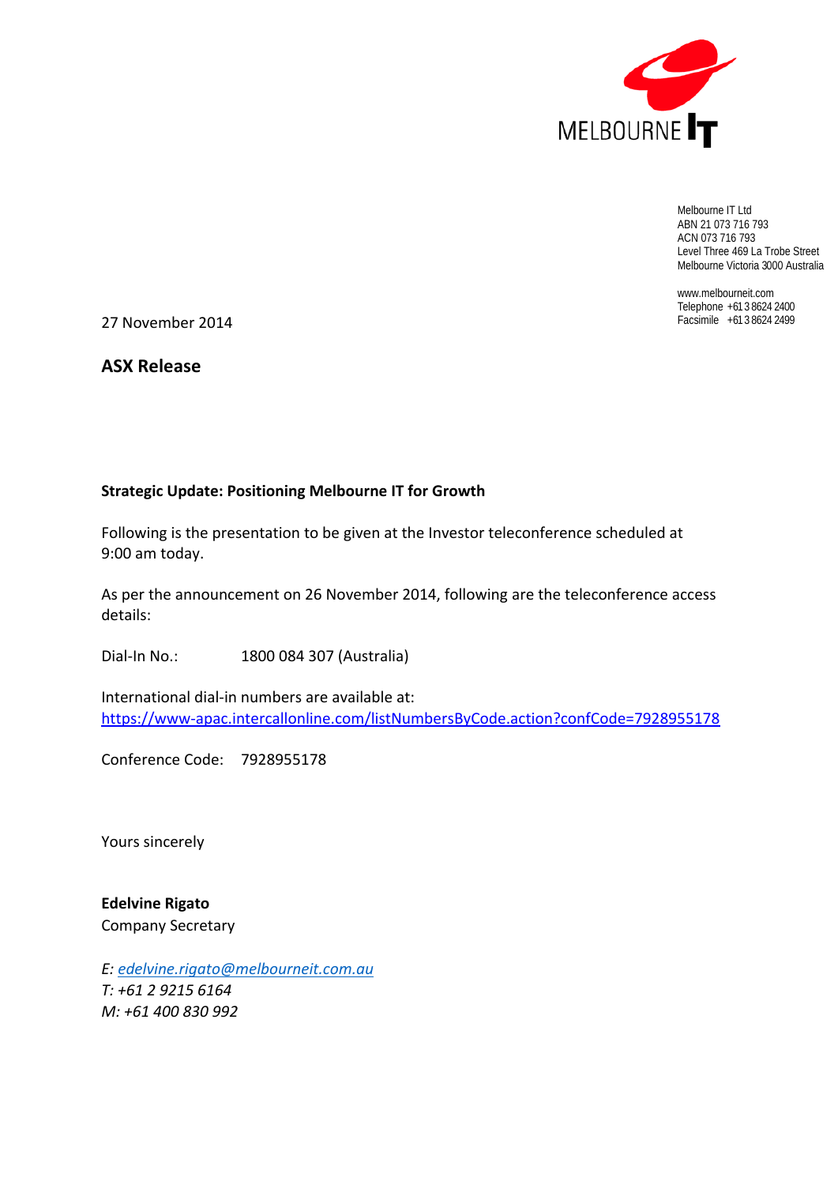MELBOURNE IT

Melbourne IT Ltd
ABN 21 073 716 793
ACN 073 716 793
Level Three 469 La Trobe Street
Melbourne Victoria 3000 Australia

www.melbourneit.com
Telephone +61 3 8624 2400
Facsimile +61 3 8624 2499

27 November 2014

## ASX Release

**Strategic Update: Positioning Melbourne IT for Growth**

Following is the presentation to be given at the Investor teleconference scheduled at 9:00 am today.

As per the announcement on 26 November 2014, following are the teleconference access details:

Dial-In No.: 1800 084 307 (Australia)

International dial-in numbers are available at:
https://www-apac.intercallonline.com/listNumbersByCode.action?confCode=7928955178

Conference Code: 7928955178

Yours sincerely

**Edelvine Rigato**
Company Secretary

*E: edelvine.rigato@melbourneit.com.au*
*T: +61 2 9215 6164*
*M: +61 400 830 992*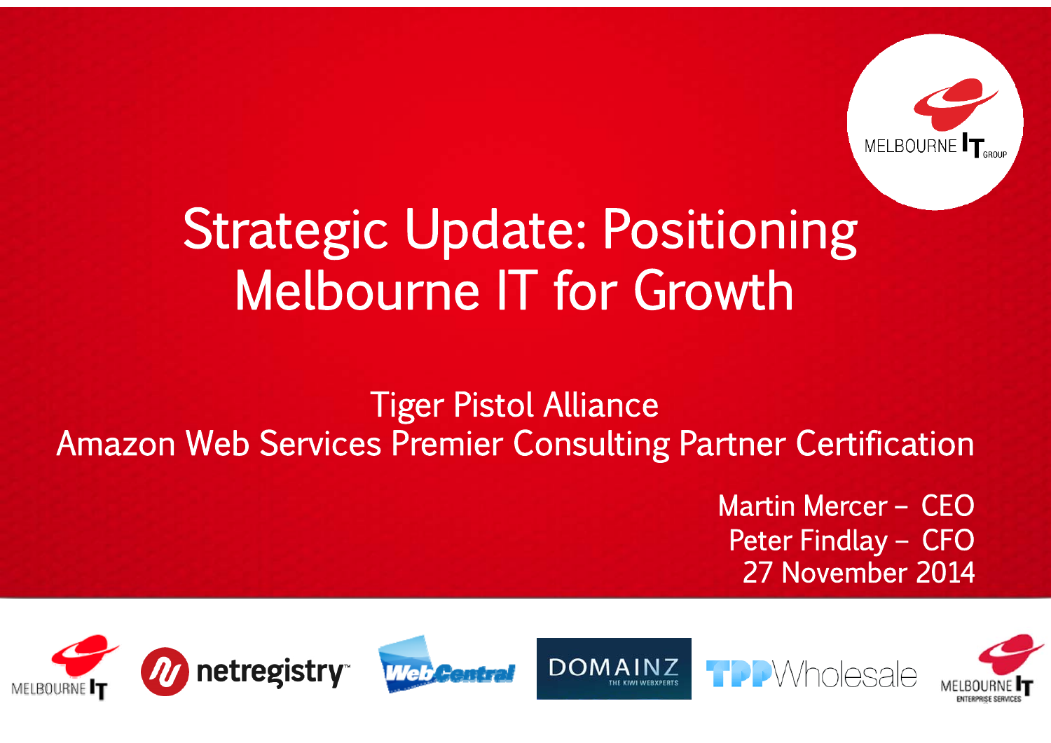# Strategic Update: Positioning Melbourne IT for Growth

Tiger Pistol Alliance

Amazon Web Services Premier Consulting Partner Certification

Martin Mercer – CEO

Peter Findlay – CFO

27 November 2014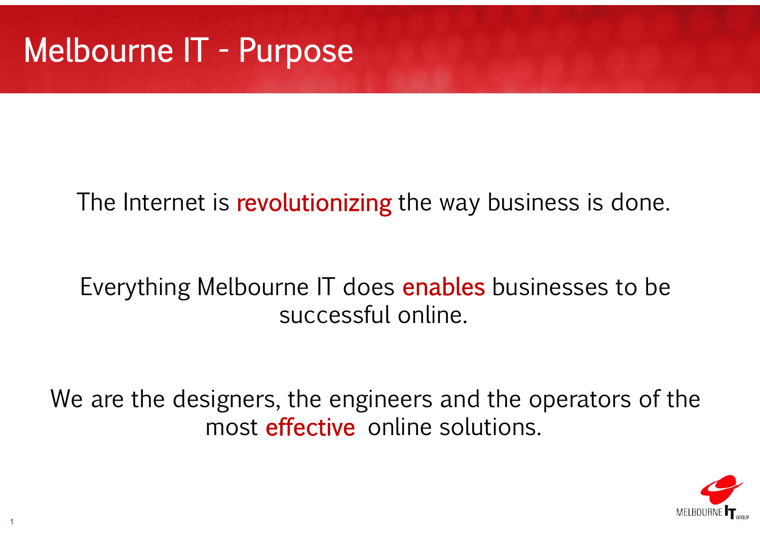# Melbourne IT - Purpose

The Internet is revolutionizing the way business is done.

Everything Melbourne IT does enables businesses to be successful online.

We are the designers, the engineers and the operators of the most effective online solutions.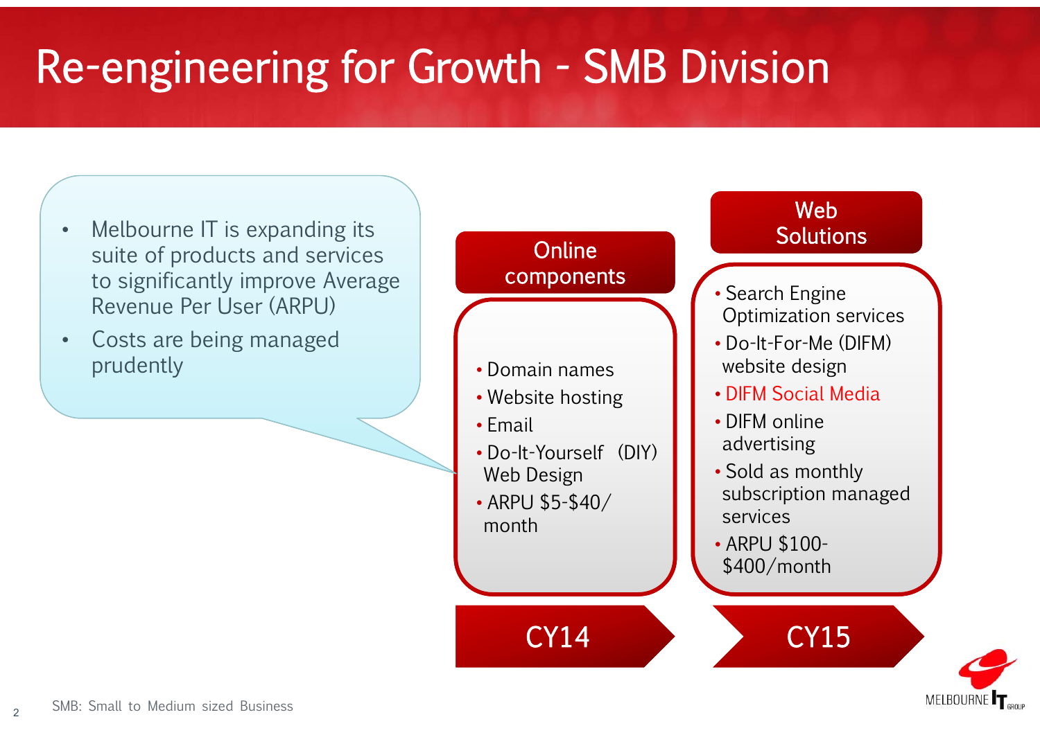# Re-engineering for Growth - SMB Division

- Melbourne IT is expanding its suite of products and services to significantly improve Average Revenue Per User (ARPU)
- Costs are being managed prudently

## Online components

- Domain names
- Website hosting
- Email
- Do-It-Yourself (DIY) Web Design
- ARPU $5-$40/ month

**CY14**

## Web Solutions

- Search Engine Optimization services
- Do-It-For-Me (DIFM) website design
- DIFM Social Media
- DIFM online advertising
- Sold as monthly subscription managed services
- ARPU $100-$400/month

**CY15**

SMB: Small to Medium sized Business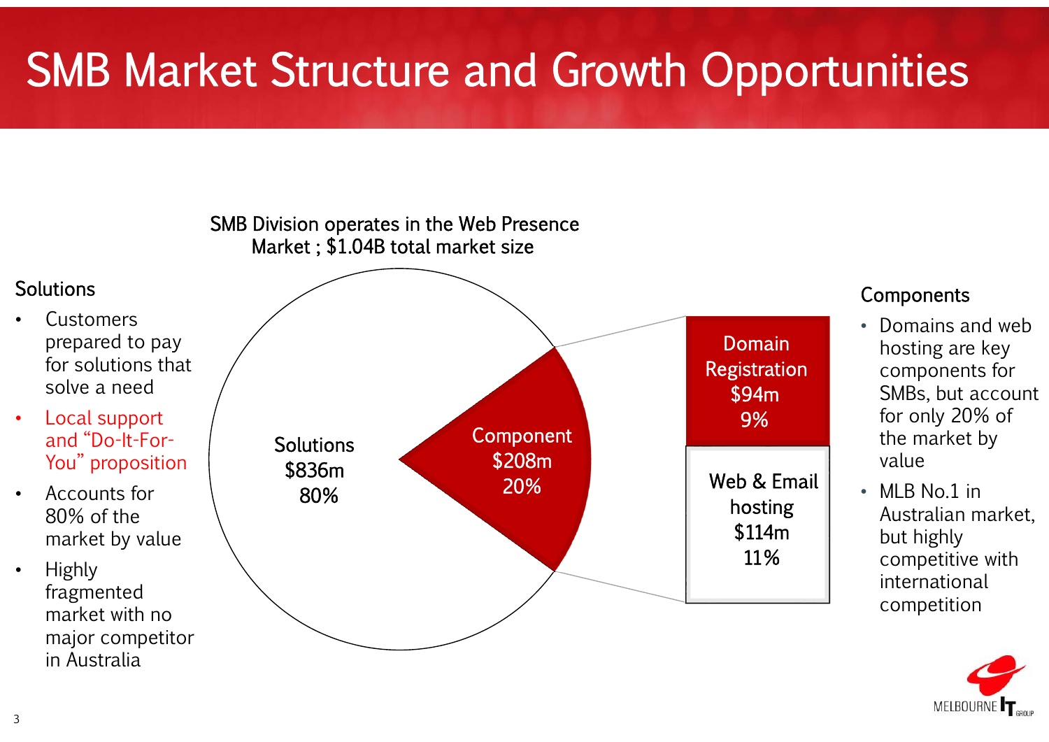# SMB Market Structure and Growth Opportunities

SMB Division operates in the Web Presence Market ; $1.04B total market size

## Solutions

- Customers prepared to pay for solutions that solve a need
- Local support and "Do-It-For-You" proposition
- Accounts for 80% of the market by value
- Highly fragmented market with no major competitor in Australia

Solutions
$836m
80%

Component
$208m
20%

Domain Registration
$94m
9%

Web & Email hosting
$114m
11%

## Components

- Domains and web hosting are key components for SMBs, but account for only 20% of the market by value
- MLB No.1 in Australian market, but highly competitive with international competition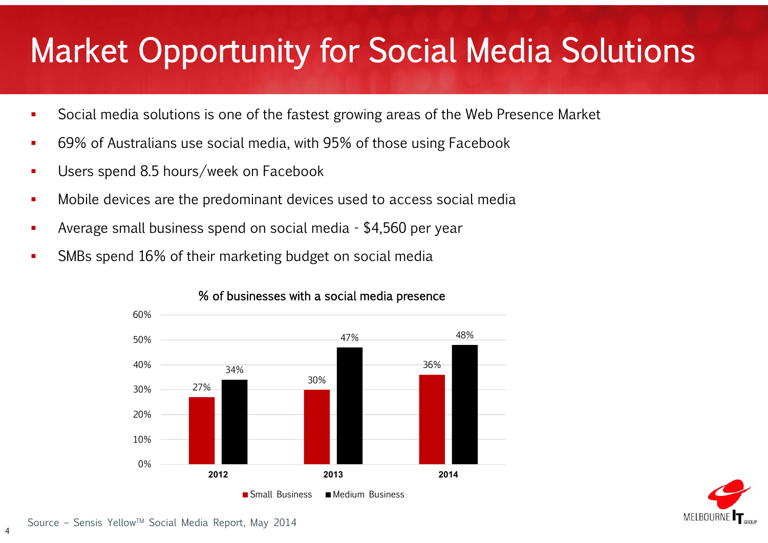# Market Opportunity for Social Media Solutions

- Social media solutions is one of the fastest growing areas of the Web Presence Market
- 69% of Australians use social media, with 95% of those using Facebook
- Users spend 8.5 hours/week on Facebook
- Mobile devices are the predominant devices used to access social media
- Average small business spend on social media - $4,560 per year
- SMBs spend 16% of their marketing budget on social media

**% of businesses with a social media presence**

| Year | Small Business | Medium Business |
| --- | --- | --- |
| 2012 | 27% | 34% |
| 2013 | 30% | 47% |
| 2014 | 36% | 48% |

Source – Sensis Yellow™ Social Media Report, May 2014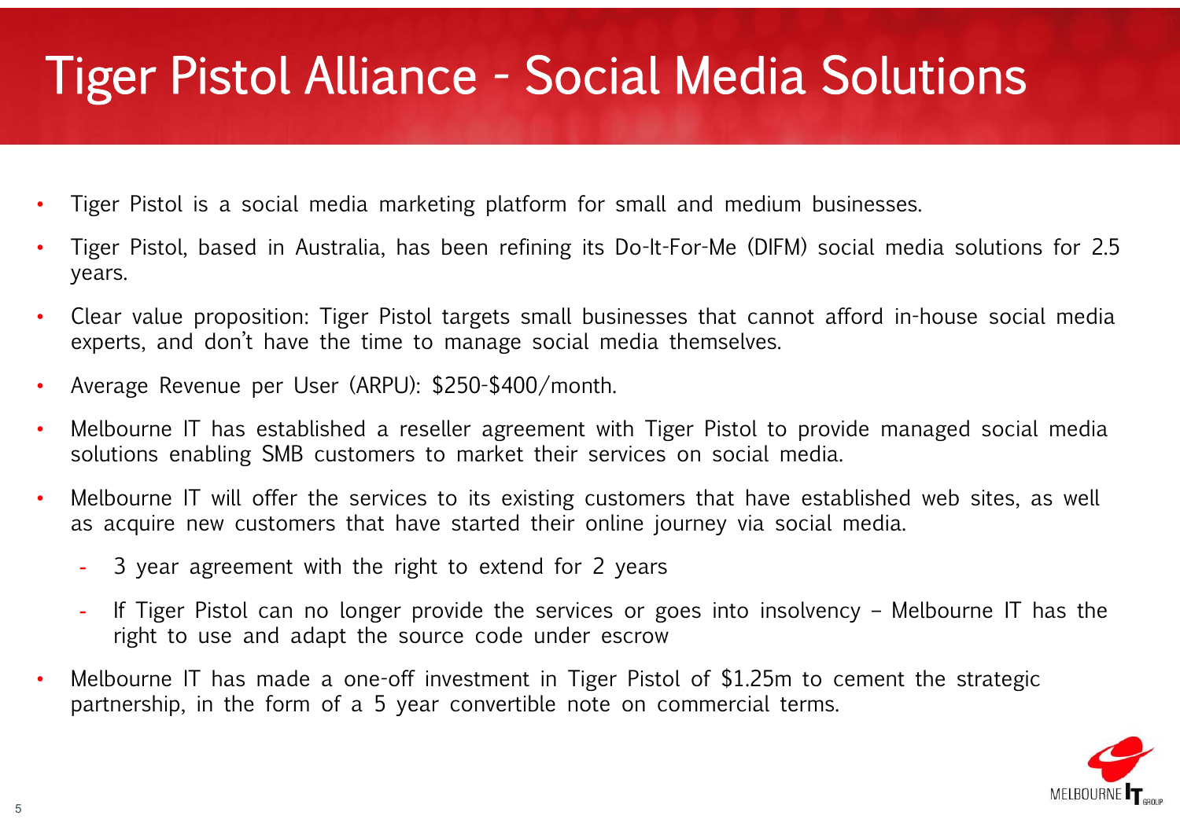# Tiger Pistol Alliance - Social Media Solutions

- Tiger Pistol is a social media marketing platform for small and medium businesses.
- Tiger Pistol, based in Australia, has been refining its Do-It-For-Me (DIFM) social media solutions for 2.5 years.
- Clear value proposition: Tiger Pistol targets small businesses that cannot afford in-house social media experts, and don't have the time to manage social media themselves.
- Average Revenue per User (ARPU): $250-$400/month.
- Melbourne IT has established a reseller agreement with Tiger Pistol to provide managed social media solutions enabling SMB customers to market their services on social media.
- Melbourne IT will offer the services to its existing customers that have established web sites, as well as acquire new customers that have started their online journey via social media.
  - 3 year agreement with the right to extend for 2 years
  - If Tiger Pistol can no longer provide the services or goes into insolvency – Melbourne IT has the right to use and adapt the source code under escrow
- Melbourne IT has made a one-off investment in Tiger Pistol of $1.25m to cement the strategic partnership, in the form of a 5 year convertible note on commercial terms.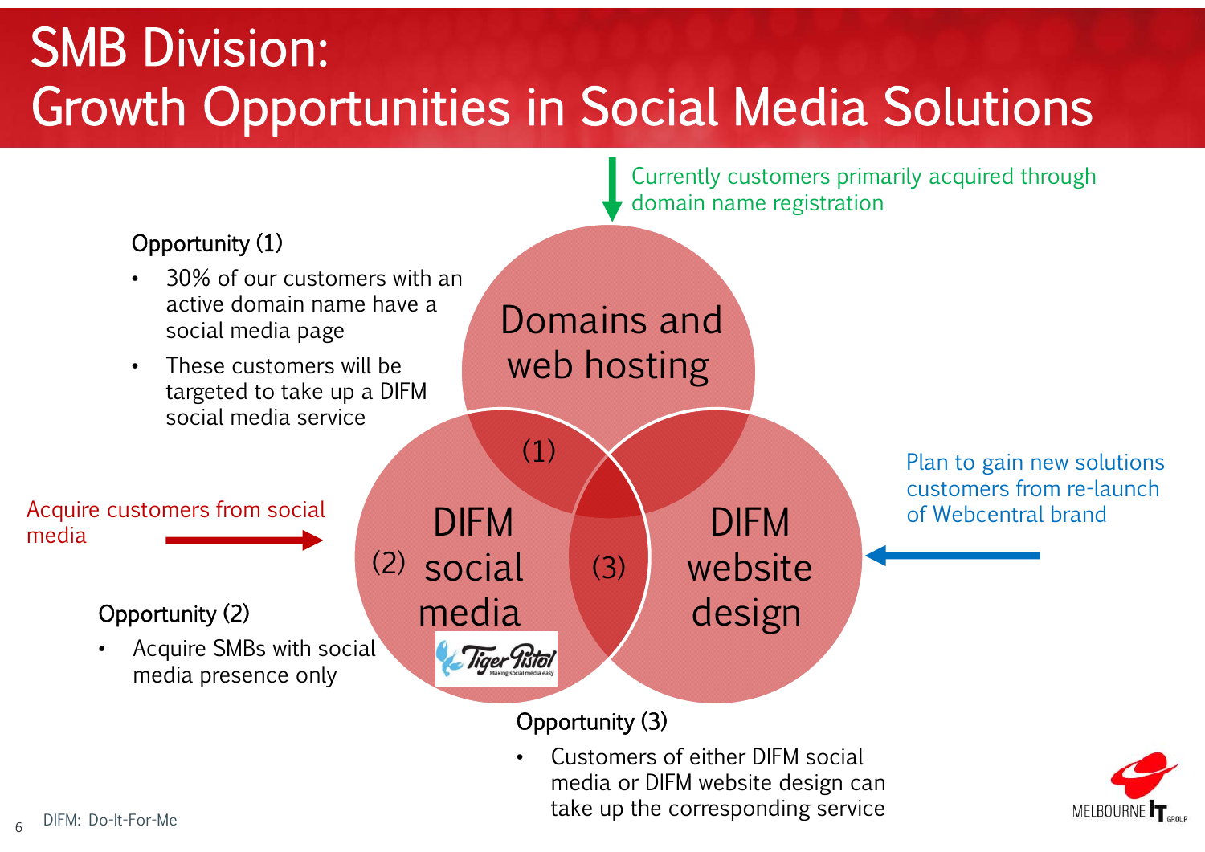# SMB Division: Growth Opportunities in Social Media Solutions

Currently customers primarily acquired through domain name registration

**Opportunity (1)**

- 30% of our customers with an active domain name have a social media page
- These customers will be targeted to take up a DIFM social media service

Acquire customers from social media

**Opportunity (2)**

- Acquire SMBs with social media presence only

Domains and web hosting

(1)

DIFM social media (2)

(3)

DIFM website design

Tiger Pistol – Making social media easy

Plan to gain new solutions customers from re-launch of Webcentral brand

**Opportunity (3)**

- Customers of either DIFM social media or DIFM website design can take up the corresponding service

DIFM: Do-It-For-Me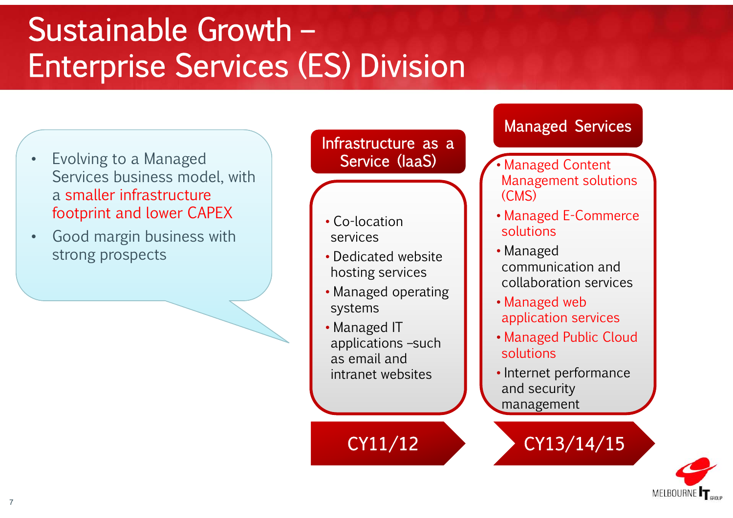# Sustainable Growth – Enterprise Services (ES) Division

- Evolving to a Managed Services business model, with a smaller infrastructure footprint and lower CAPEX
- Good margin business with strong prospects

## Infrastructure as a Service (IaaS)

- Co-location services
- Dedicated website hosting services
- Managed operating systems
- Managed IT applications –such as email and intranet websites

**CY11/12**

## Managed Services

- Managed Content Management solutions (CMS)
- Managed E-Commerce solutions
- Managed communication and collaboration services
- Managed web application services
- Managed Public Cloud solutions
- Internet performance and security management

**CY13/14/15**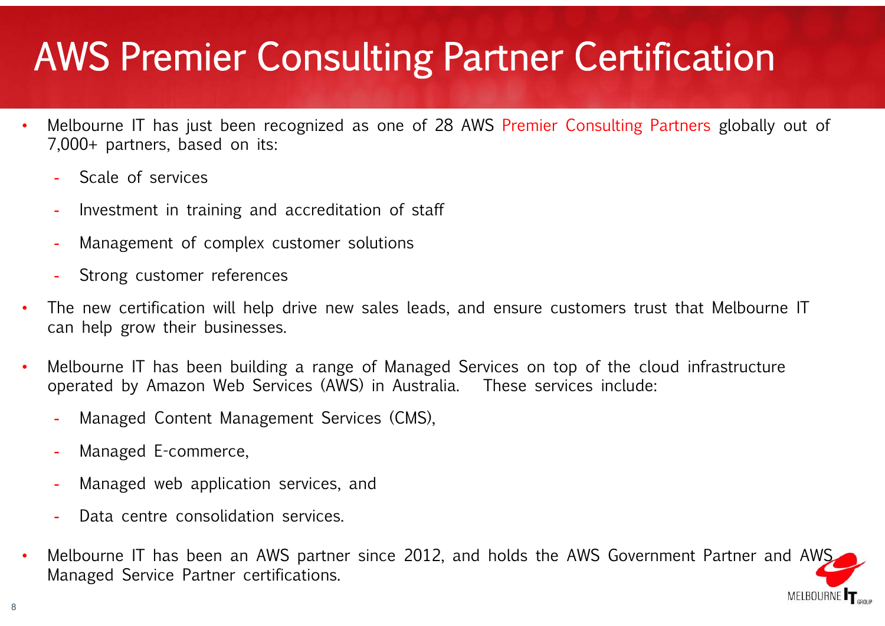# AWS Premier Consulting Partner Certification

- Melbourne IT has just been recognized as one of 28 AWS Premier Consulting Partners globally out of 7,000+ partners, based on its:
  - Scale of services
  - Investment in training and accreditation of staff
  - Management of complex customer solutions
  - Strong customer references
- The new certification will help drive new sales leads, and ensure customers trust that Melbourne IT can help grow their businesses.
- Melbourne IT has been building a range of Managed Services on top of the cloud infrastructure operated by Amazon Web Services (AWS) in Australia. These services include:
  - Managed Content Management Services (CMS),
  - Managed E-commerce,
  - Managed web application services, and
  - Data centre consolidation services.
- Melbourne IT has been an AWS partner since 2012, and holds the AWS Government Partner and AWS Managed Service Partner certifications.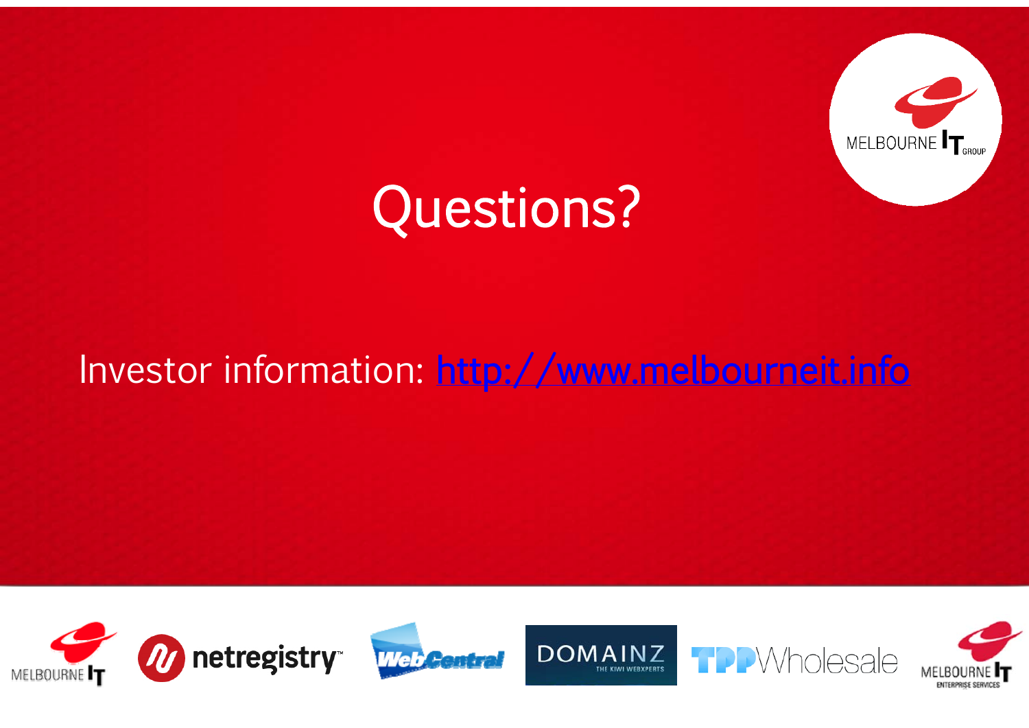# Questions?

Investor information: http://www.melbourneit.info